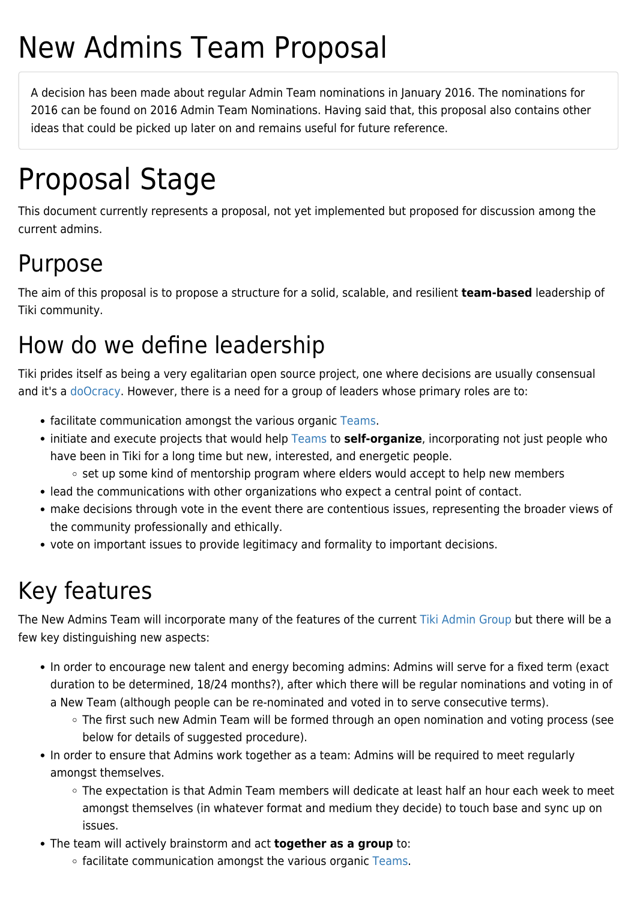# New Admins Team Proposal

A decision has been made about regular Admin Team nominations in January 2016. The nominations for 2016 can be found on 2016 Admin Team Nominations. Having said that, this proposal also contains other ideas that could be picked up later on and remains useful for future reference.

# Proposal Stage

This document currently represents a proposal, not yet implemented but proposed for discussion among the current admins.

## Purpose

The aim of this proposal is to propose a structure for a solid, scalable, and resilient **team-based** leadership of Tiki community.

## How do we define leadership

Tiki prides itself as being a very egalitarian open source project, one where decisions are usually consensual and it's a doOcracy. However, there is a need for a group of leaders whose primary roles are to:

- facilitate communication amongst the various organic Teams.
- initiate and execute projects that would help Teams to **self-organize**, incorporating not just people who have been in Tiki for a long time but new, interested, and energetic people.
  - set up some kind of mentorship program where elders would accept to help new members
- lead the communications with other organizations who expect a central point of contact.
- make decisions through vote in the event there are contentious issues, representing the broader views of the community professionally and ethically.
- vote on important issues to provide legitimacy and formality to important decisions.

# Key features

The New Admins Team will incorporate many of the features of the current Tiki Admin Group but there will be a few key distinguishing new aspects:

- In order to encourage new talent and energy becoming admins: Admins will serve for a fixed term (exact duration to be determined, 18/24 months?), after which there will be regular nominations and voting in of a New Team (although people can be re-nominated and voted in to serve consecutive terms).
  - The first such new Admin Team will be formed through an open nomination and voting process (see below for details of suggested procedure).
- In order to ensure that Admins work together as a team: Admins will be required to meet regularly amongst themselves.
  - The expectation is that Admin Team members will dedicate at least half an hour each week to meet amongst themselves (in whatever format and medium they decide) to touch base and sync up on issues.
- The team will actively brainstorm and act **together as a group** to:
  - facilitate communication amongst the various organic Teams.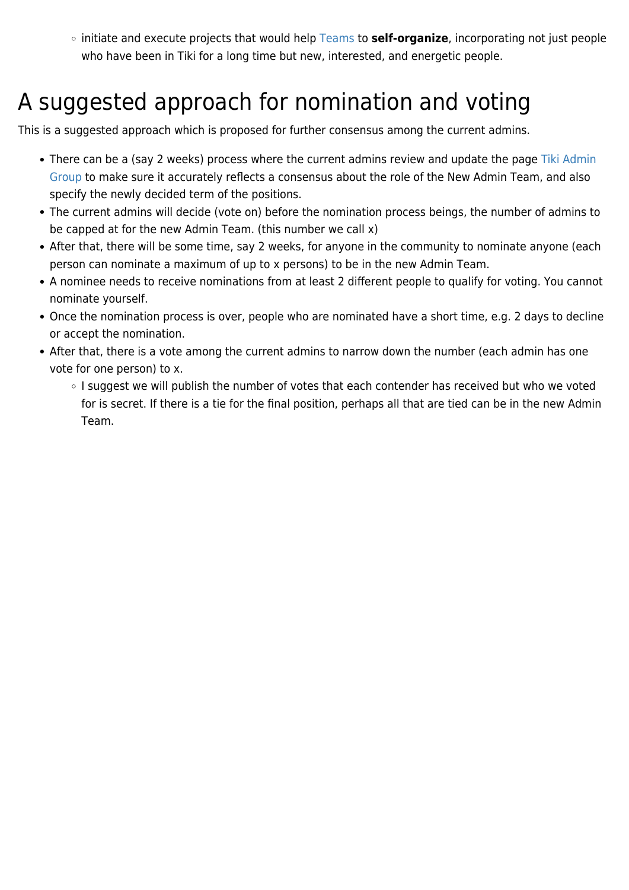- initiate and execute projects that would help Teams to **self-organize**, incorporating not just people who have been in Tiki for a long time but new, interested, and energetic people.

# A suggested approach for nomination and voting

This is a suggested approach which is proposed for further consensus among the current admins.

- There can be a (say 2 weeks) process where the current admins review and update the page Tiki Admin Group to make sure it accurately reflects a consensus about the role of the New Admin Team, and also specify the newly decided term of the positions.
- The current admins will decide (vote on) before the nomination process beings, the number of admins to be capped at for the new Admin Team. (this number we call x)
- After that, there will be some time, say 2 weeks, for anyone in the community to nominate anyone (each person can nominate a maximum of up to x persons) to be in the new Admin Team.
- A nominee needs to receive nominations from at least 2 different people to qualify for voting. You cannot nominate yourself.
- Once the nomination process is over, people who are nominated have a short time, e.g. 2 days to decline or accept the nomination.
- After that, there is a vote among the current admins to narrow down the number (each admin has one vote for one person) to x.
    - I suggest we will publish the number of votes that each contender has received but who we voted for is secret. If there is a tie for the final position, perhaps all that are tied can be in the new Admin Team.